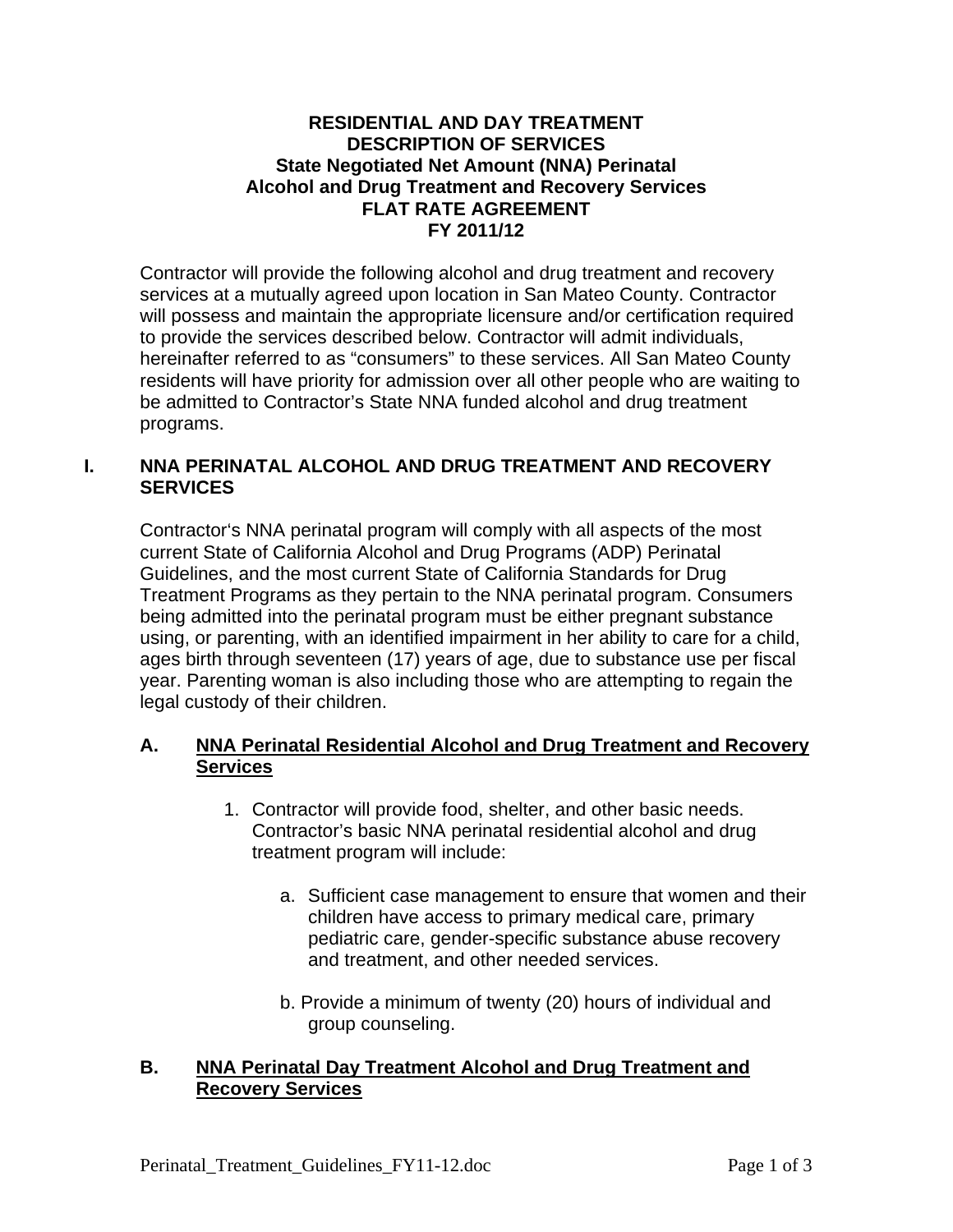**RESIDENTIAL AND DAY TREATMENT**
**DESCRIPTION OF SERVICES**
**State Negotiated Net Amount (NNA) Perinatal**
**Alcohol and Drug Treatment and Recovery Services**
**FLAT RATE AGREEMENT**
**FY 2011/12**

Contractor will provide the following alcohol and drug treatment and recovery services at a mutually agreed upon location in San Mateo County. Contractor will possess and maintain the appropriate licensure and/or certification required to provide the services described below. Contractor will admit individuals, hereinafter referred to as "consumers" to these services. All San Mateo County residents will have priority for admission over all other people who are waiting to be admitted to Contractor's State NNA funded alcohol and drug treatment programs.

## I. NNA PERINATAL ALCOHOL AND DRUG TREATMENT AND RECOVERY SERVICES

Contractor's NNA perinatal program will comply with all aspects of the most current State of California Alcohol and Drug Programs (ADP) Perinatal Guidelines, and the most current State of California Standards for Drug Treatment Programs as they pertain to the NNA perinatal program. Consumers being admitted into the perinatal program must be either pregnant substance using, or parenting, with an identified impairment in her ability to care for a child, ages birth through seventeen (17) years of age, due to substance use per fiscal year. Parenting woman is also including those who are attempting to regain the legal custody of their children.

### A. <u>NNA Perinatal Residential Alcohol and Drug Treatment and Recovery Services</u>

1. Contractor will provide food, shelter, and other basic needs. Contractor's basic NNA perinatal residential alcohol and drug treatment program will include:

    a. Sufficient case management to ensure that women and their children have access to primary medical care, primary pediatric care, gender-specific substance abuse recovery and treatment, and other needed services.

    b. Provide a minimum of twenty (20) hours of individual and group counseling.

### B. <u>NNA Perinatal Day Treatment Alcohol and Drug Treatment and Recovery Services</u>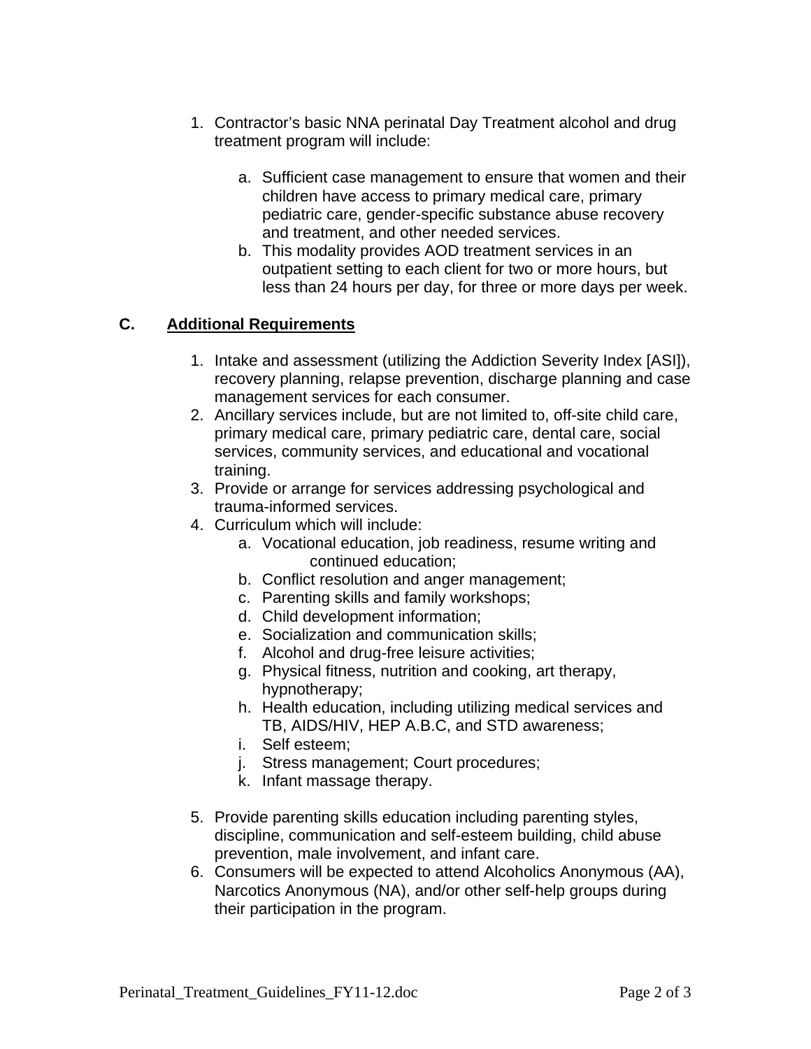1. Contractor's basic NNA perinatal Day Treatment alcohol and drug treatment program will include:

    a. Sufficient case management to ensure that women and their children have access to primary medical care, primary pediatric care, gender-specific substance abuse recovery and treatment, and other needed services.
    b. This modality provides AOD treatment services in an outpatient setting to each client for two or more hours, but less than 24 hours per day, for three or more days per week.

## C. Additional Requirements

1. Intake and assessment (utilizing the Addiction Severity Index [ASI]), recovery planning, relapse prevention, discharge planning and case management services for each consumer.
2. Ancillary services include, but are not limited to, off-site child care, primary medical care, primary pediatric care, dental care, social services, community services, and educational and vocational training.
3. Provide or arrange for services addressing psychological and trauma-informed services.
4. Curriculum which will include:
    a. Vocational education, job readiness, resume writing and continued education;
    b. Conflict resolution and anger management;
    c. Parenting skills and family workshops;
    d. Child development information;
    e. Socialization and communication skills;
    f. Alcohol and drug-free leisure activities;
    g. Physical fitness, nutrition and cooking, art therapy, hypnotherapy;
    h. Health education, including utilizing medical services and TB, AIDS/HIV, HEP A.B.C, and STD awareness;
    i. Self esteem;
    j. Stress management; Court procedures;
    k. Infant massage therapy.

5. Provide parenting skills education including parenting styles, discipline, communication and self-esteem building, child abuse prevention, male involvement, and infant care.
6. Consumers will be expected to attend Alcoholics Anonymous (AA), Narcotics Anonymous (NA), and/or other self-help groups during their participation in the program.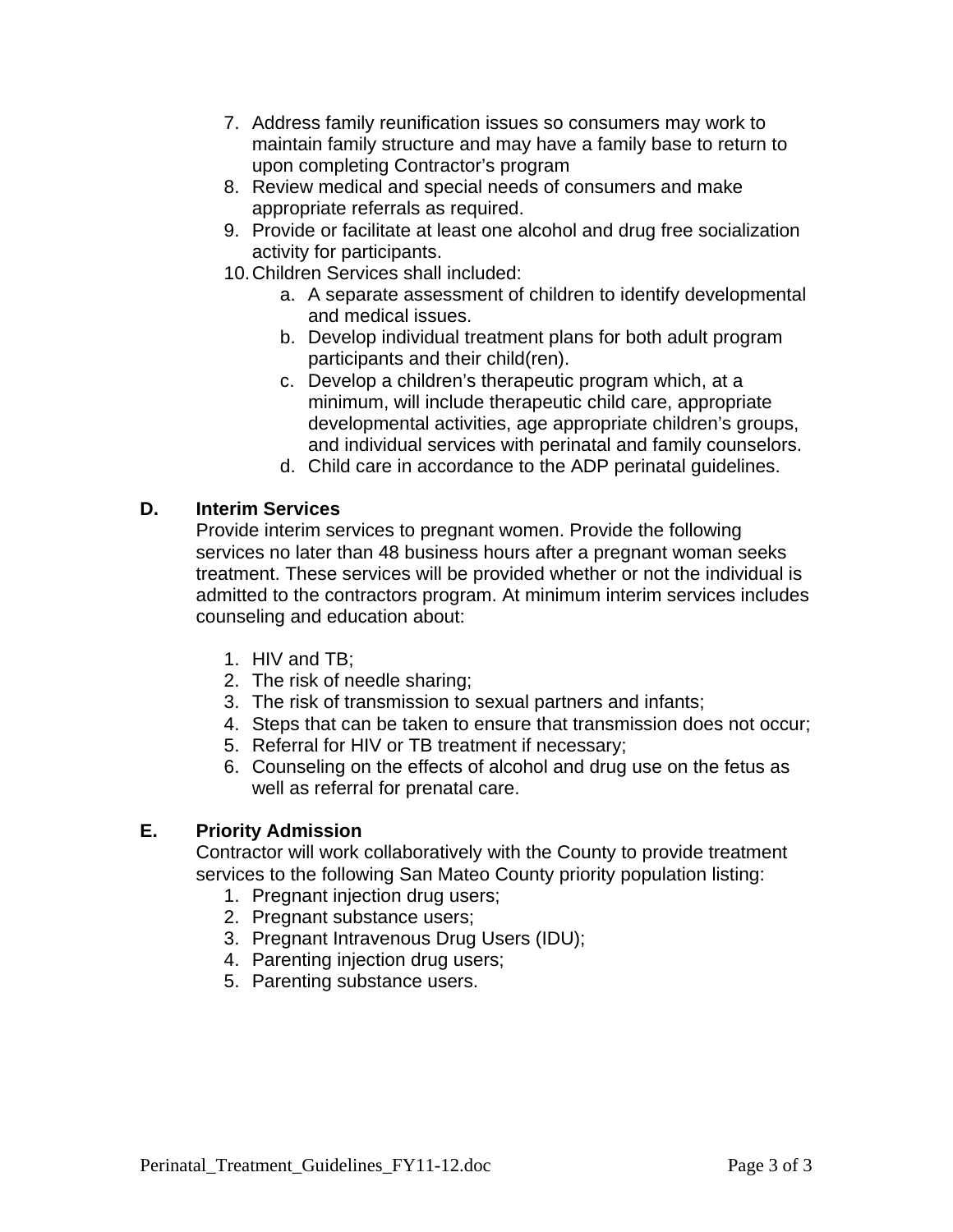7. Address family reunification issues so consumers may work to maintain family structure and may have a family base to return to upon completing Contractor's program
8. Review medical and special needs of consumers and make appropriate referrals as required.
9. Provide or facilitate at least one alcohol and drug free socialization activity for participants.
10. Children Services shall included:
    a. A separate assessment of children to identify developmental and medical issues.
    b. Develop individual treatment plans for both adult program participants and their child(ren).
    c. Develop a children's therapeutic program which, at a minimum, will include therapeutic child care, appropriate developmental activities, age appropriate children's groups, and individual services with perinatal and family counselors.
    d. Child care in accordance to the ADP perinatal guidelines.

**D. Interim Services**

Provide interim services to pregnant women. Provide the following services no later than 48 business hours after a pregnant woman seeks treatment. These services will be provided whether or not the individual is admitted to the contractors program. At minimum interim services includes counseling and education about:

1. HIV and TB;
2. The risk of needle sharing;
3. The risk of transmission to sexual partners and infants;
4. Steps that can be taken to ensure that transmission does not occur;
5. Referral for HIV or TB treatment if necessary;
6. Counseling on the effects of alcohol and drug use on the fetus as well as referral for prenatal care.

**E. Priority Admission**

Contractor will work collaboratively with the County to provide treatment services to the following San Mateo County priority population listing:

1. Pregnant injection drug users;
2. Pregnant substance users;
3. Pregnant Intravenous Drug Users (IDU);
4. Parenting injection drug users;
5. Parenting substance users.